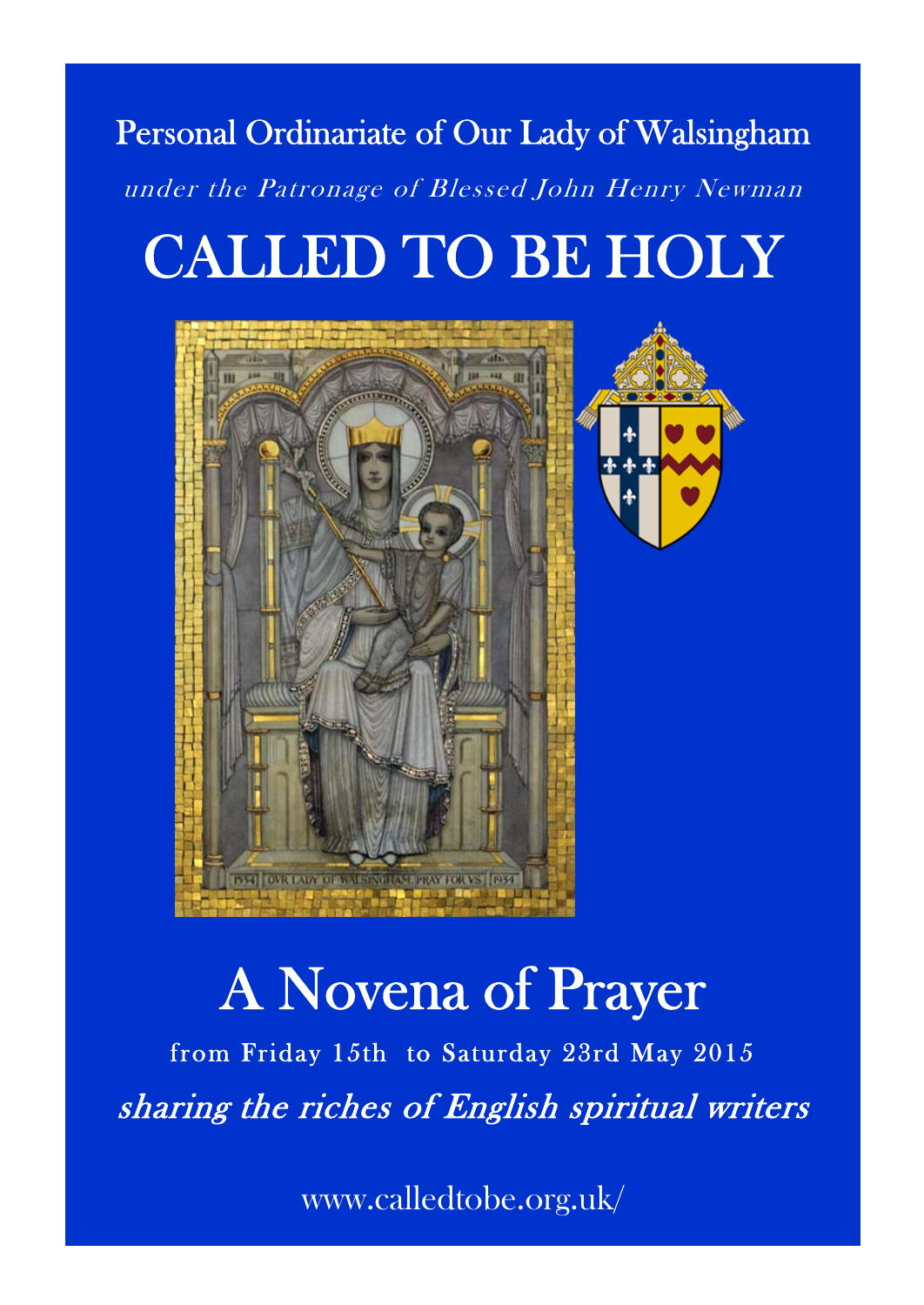Personal Ordinariate of Our Lady of Walsingham

*under the Patronage of Blessed John Henry Newman*

# CALLED TO BE HOLY

# A Novena of Prayer

from Friday 15th to Saturday 23rd May 2015

*sharing the riches of English spiritual writers*

www.calledtobe.org.uk/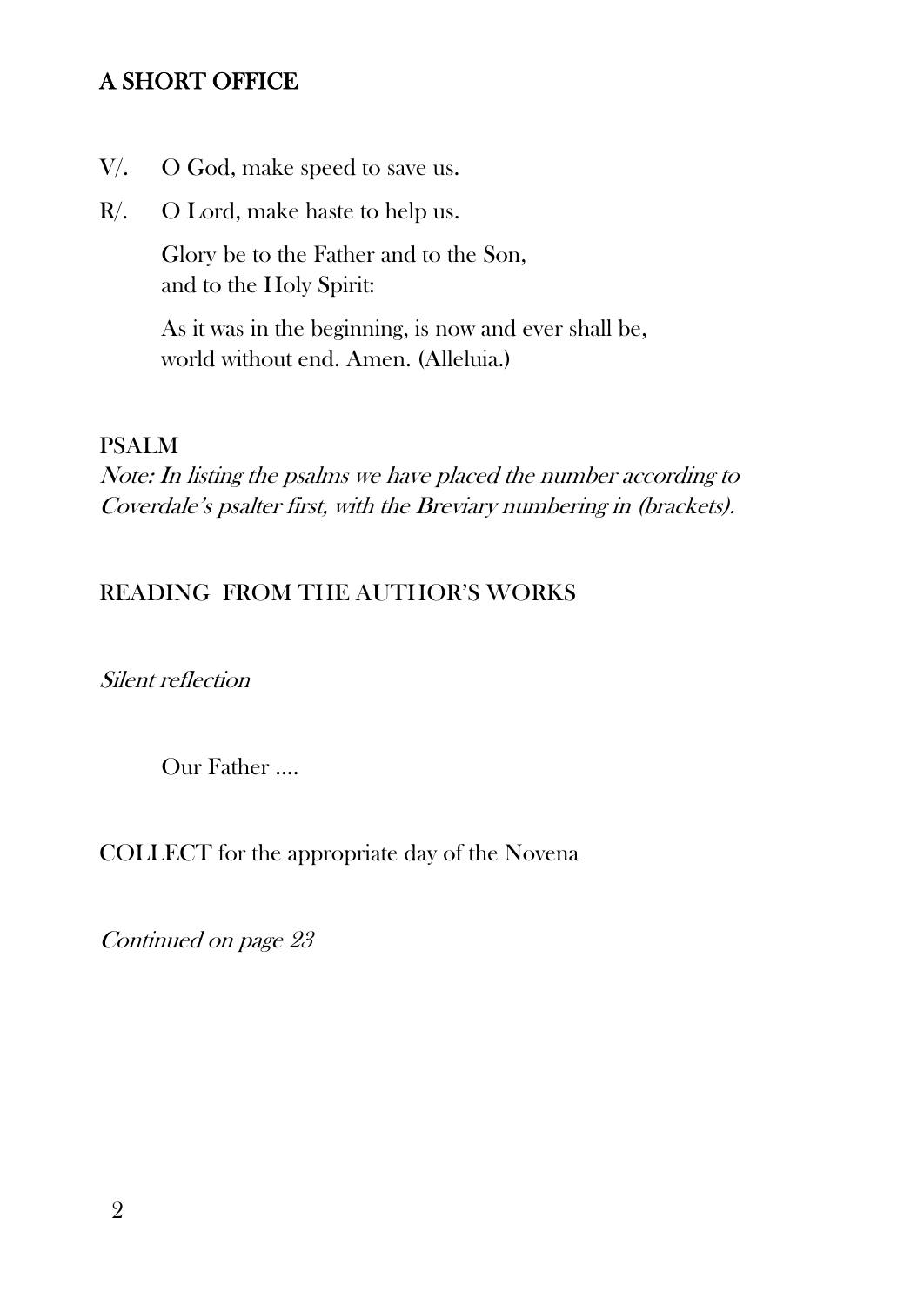## A SHORT OFFICE

V/. O God, make speed to save us.

R/. O Lord, make haste to help us.

Glory be to the Father and to the Son,
and to the Holy Spirit:

As it was in the beginning, is now and ever shall be,
world without end. Amen. (Alleluia.)

PSALM

*Note: In listing the psalms we have placed the number according to Coverdale's psalter first, with the Breviary numbering in (brackets).*

READING FROM THE AUTHOR'S WORKS

*Silent reflection*

Our Father ....

COLLECT for the appropriate day of the Novena

*Continued on page 23*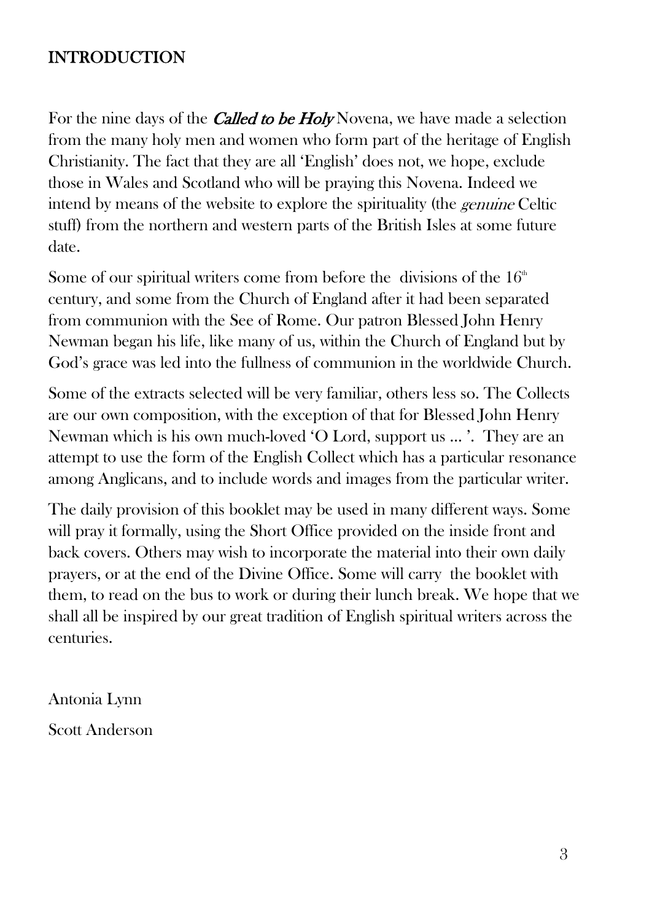## INTRODUCTION

For the nine days of the ***Called to be Holy*** Novena, we have made a selection from the many holy men and women who form part of the heritage of English Christianity. The fact that they are all 'English' does not, we hope, exclude those in Wales and Scotland who will be praying this Novena. Indeed we intend by means of the website to explore the spirituality (the *genuine* Celtic stuff) from the northern and western parts of the British Isles at some future date.

Some of our spiritual writers come from before the divisions of the 16th century, and some from the Church of England after it had been separated from communion with the See of Rome. Our patron Blessed John Henry Newman began his life, like many of us, within the Church of England but by God's grace was led into the fullness of communion in the worldwide Church.

Some of the extracts selected will be very familiar, others less so. The Collects are our own composition, with the exception of that for Blessed John Henry Newman which is his own much-loved 'O Lord, support us ... '. They are an attempt to use the form of the English Collect which has a particular resonance among Anglicans, and to include words and images from the particular writer.

The daily provision of this booklet may be used in many different ways. Some will pray it formally, using the Short Office provided on the inside front and back covers. Others may wish to incorporate the material into their own daily prayers, or at the end of the Divine Office. Some will carry the booklet with them, to read on the bus to work or during their lunch break. We hope that we shall all be inspired by our great tradition of English spiritual writers across the centuries.

Antonia Lynn

Scott Anderson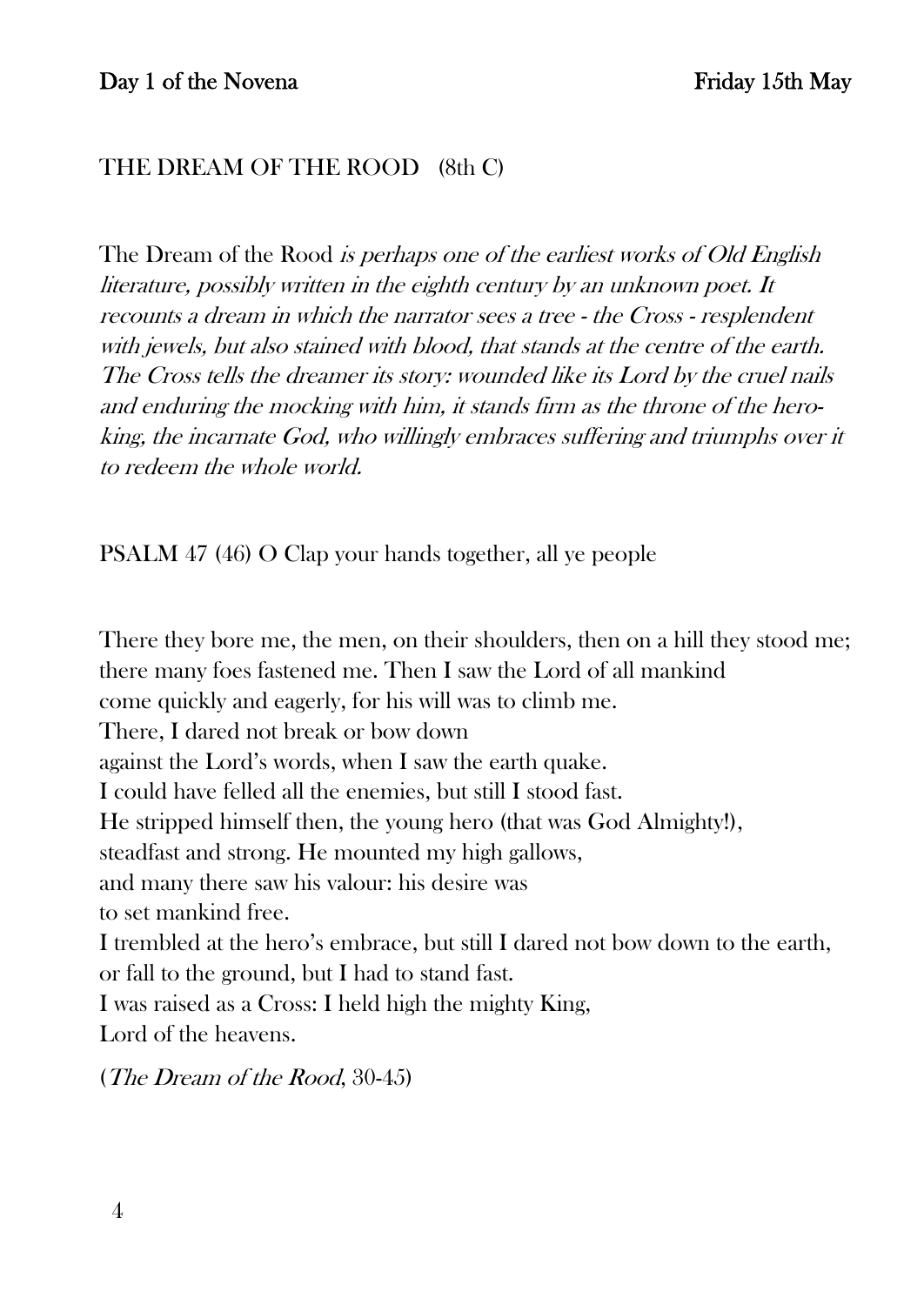**Day 1 of the Novena** **Friday 15th May**

## THE DREAM OF THE ROOD (8th C)

The Dream of the Rood *is perhaps one of the earliest works of Old English literature, possibly written in the eighth century by an unknown poet. It recounts a dream in which the narrator sees a tree - the Cross - resplendent with jewels, but also stained with blood, that stands at the centre of the earth. The Cross tells the dreamer its story: wounded like its Lord by the cruel nails and enduring the mocking with him, it stands firm as the throne of the hero-king, the incarnate God, who willingly embraces suffering and triumphs over it to redeem the whole world.*

PSALM 47 (46) O Clap your hands together, all ye people

There they bore me, the men, on their shoulders, then on a hill they stood me;
there many foes fastened me. Then I saw the Lord of all mankind
come quickly and eagerly, for his will was to climb me.
There, I dared not break or bow down
against the Lord's words, when I saw the earth quake.
I could have felled all the enemies, but still I stood fast.
He stripped himself then, the young hero (that was God Almighty!),
steadfast and strong. He mounted my high gallows,
and many there saw his valour: his desire was
to set mankind free.
I trembled at the hero's embrace, but still I dared not bow down to the earth,
or fall to the ground, but I had to stand fast.
I was raised as a Cross: I held high the mighty King,
Lord of the heavens.

(*The Dream of the Rood*, 30-45)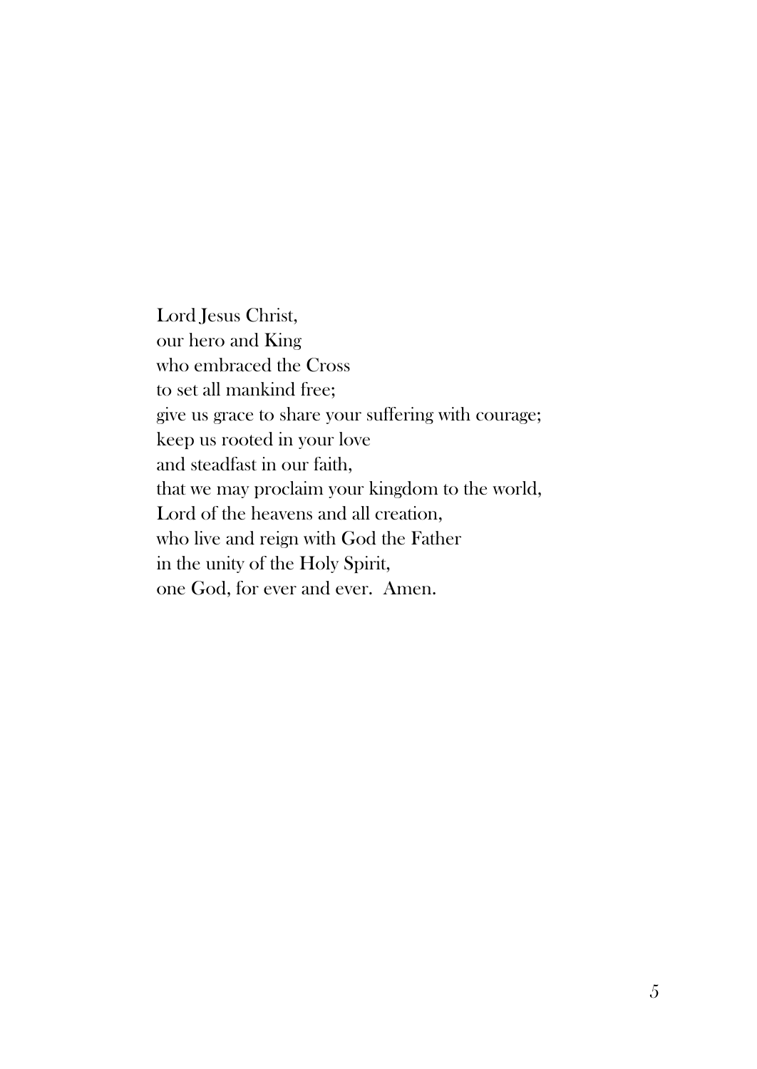Lord Jesus Christ,  
our hero and King  
who embraced the Cross  
to set all mankind free;  
give us grace to share your suffering with courage;  
keep us rooted in your love  
and steadfast in our faith,  
that we may proclaim your kingdom to the world,  
Lord of the heavens and all creation,  
who live and reign with God the Father  
in the unity of the Holy Spirit,  
one God, for ever and ever. Amen.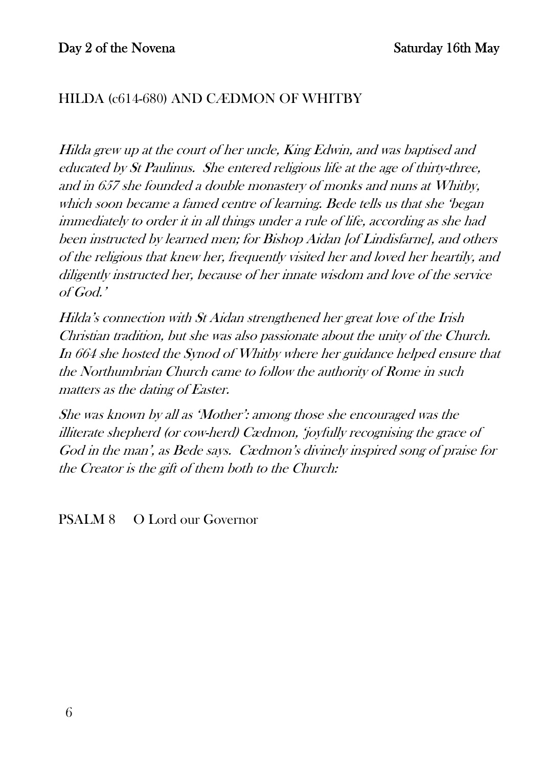**Day 2 of the Novena** **Saturday 16th May**

## HILDA (c614-680) AND CÆDMON OF WHITBY

*Hilda grew up at the court of her uncle, King Edwin, and was baptised and educated by St Paulinus. She entered religious life at the age of thirty-three, and in 657 she founded a double monastery of monks and nuns at Whitby, which soon became a famed centre of learning. Bede tells us that she 'began immediately to order it in all things under a rule of life, according as she had been instructed by learned men; for Bishop Aidan [of Lindisfarne], and others of the religious that knew her, frequently visited her and loved her heartily, and diligently instructed her, because of her innate wisdom and love of the service of God.'*

*Hilda's connection with St Aidan strengthened her great love of the Irish Christian tradition, but she was also passionate about the unity of the Church. In 664 she hosted the Synod of Whitby where her guidance helped ensure that the Northumbrian Church came to follow the authority of Rome in such matters as the dating of Easter.*

*She was known by all as 'Mother': among those she encouraged was the illiterate shepherd (or cow-herd) Cædmon, 'joyfully recognising the grace of God in the man', as Bede says. Cædmon's divinely inspired song of praise for the Creator is the gift of them both to the Church:*

PSALM 8 O Lord our Governor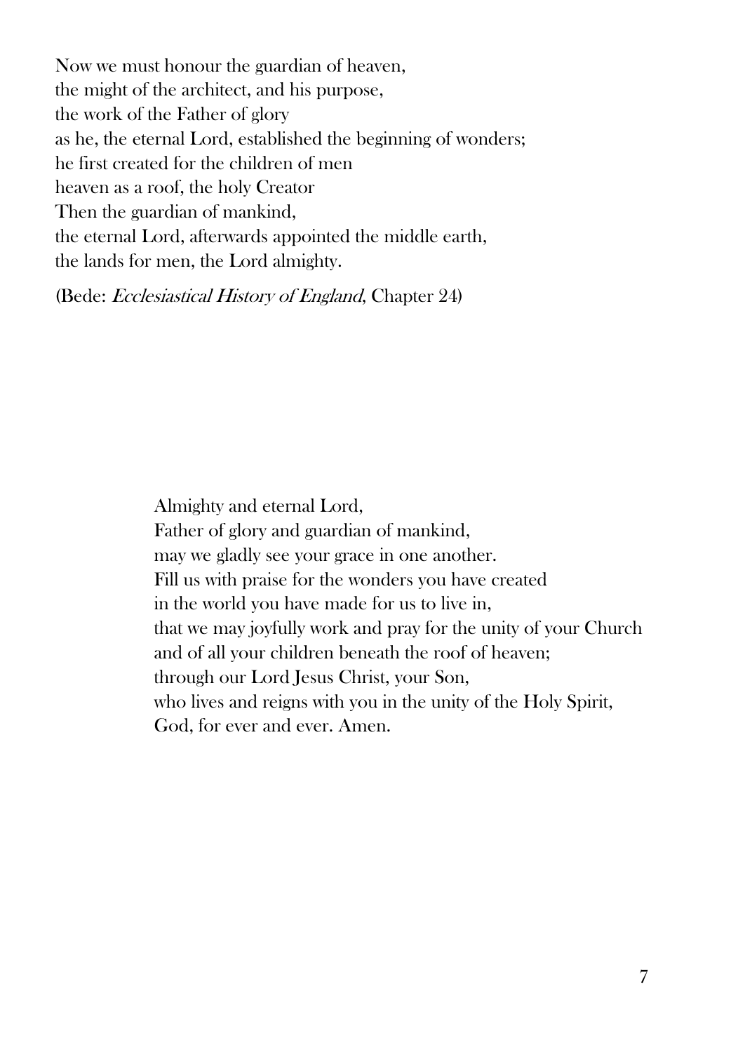Now we must honour the guardian of heaven,
the might of the architect, and his purpose,
the work of the Father of glory
as he, the eternal Lord, established the beginning of wonders;
he first created for the children of men
heaven as a roof, the holy Creator
Then the guardian of mankind,
the eternal Lord, afterwards appointed the middle earth,
the lands for men, the Lord almighty.

(Bede: *Ecclesiastical History of England*, Chapter 24)

Almighty and eternal Lord,
Father of glory and guardian of mankind,
may we gladly see your grace in one another.
Fill us with praise for the wonders you have created
in the world you have made for us to live in,
that we may joyfully work and pray for the unity of your Church
and of all your children beneath the roof of heaven;
through our Lord Jesus Christ, your Son,
who lives and reigns with you in the unity of the Holy Spirit,
God, for ever and ever. Amen.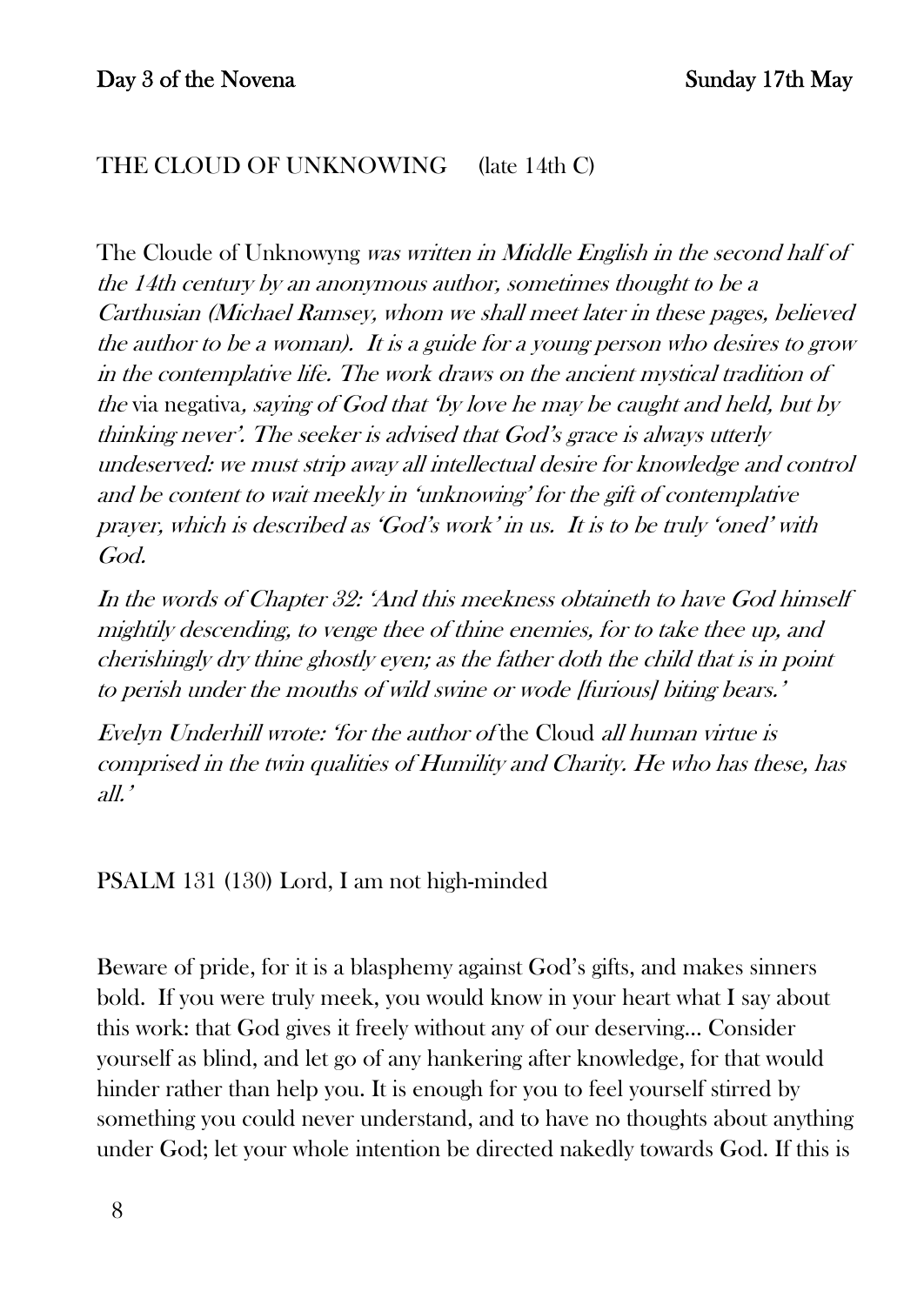**Day 3 of the Novena** **Sunday 17th May**

THE CLOUD OF UNKNOWING (late 14th C)

The Cloude of Unknowyng *was written in Middle English in the second half of the 14th century by an anonymous author, sometimes thought to be a Carthusian (Michael Ramsey, whom we shall meet later in these pages, believed the author to be a woman). It is a guide for a young person who desires to grow in the contemplative life. The work draws on the ancient mystical tradition of the* via negativa*, saying of God that 'by love he may be caught and held, but by thinking never'. The seeker is advised that God's grace is always utterly undeserved: we must strip away all intellectual desire for knowledge and control and be content to wait meekly in 'unknowing' for the gift of contemplative prayer, which is described as 'God's work' in us. It is to be truly 'oned' with God.*

*In the words of Chapter 32: 'And this meekness obtaineth to have God himself mightily descending, to venge thee of thine enemies, for to take thee up, and cherishingly dry thine ghostly eyen; as the father doth the child that is in point to perish under the mouths of wild swine or wode [furious] biting bears.'*

*Evelyn Underhill wrote: 'for the author of* the Cloud *all human virtue is comprised in the twin qualities of Humility and Charity. He who has these, has all.'*

**PSALM** 131 (130) Lord, I am not high-minded

Beware of pride, for it is a blasphemy against God's gifts, and makes sinners bold. If you were truly meek, you would know in your heart what I say about this work: that God gives it freely without any of our deserving… Consider yourself as blind, and let go of any hankering after knowledge, for that would hinder rather than help you. It is enough for you to feel yourself stirred by something you could never understand, and to have no thoughts about anything under God; let your whole intention be directed nakedly towards God. If this is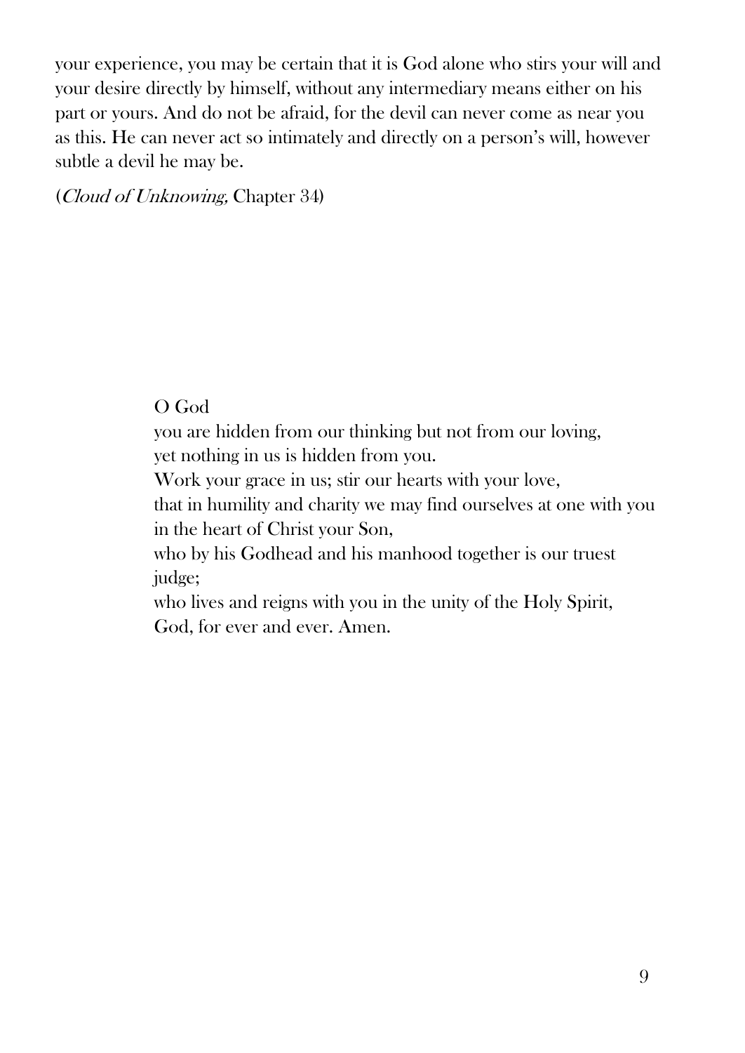your experience, you may be certain that it is God alone who stirs your will and your desire directly by himself, without any intermediary means either on his part or yours. And do not be afraid, for the devil can never come as near you as this. He can never act so intimately and directly on a person's will, however subtle a devil he may be.

(*Cloud of Unknowing,* Chapter 34)

O God  
you are hidden from our thinking but not from our loving,  
yet nothing in us is hidden from you.  
Work your grace in us; stir our hearts with your love,  
that in humility and charity we may find ourselves at one with you in the heart of Christ your Son,  
who by his Godhead and his manhood together is our truest judge;  
who lives and reigns with you in the unity of the Holy Spirit,  
God, for ever and ever. Amen.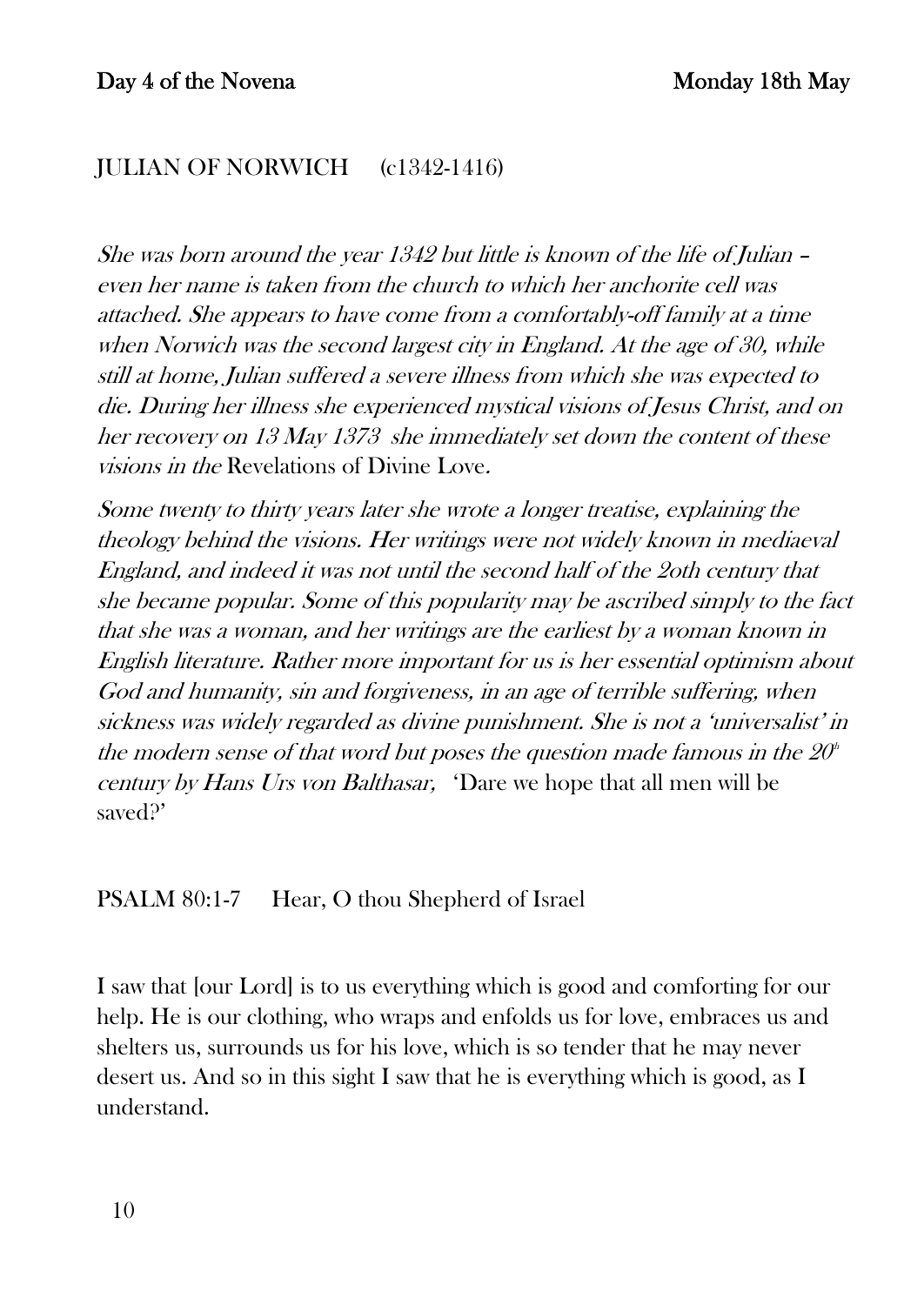**Day 4 of the Novena** **Monday 18th May**

## JULIAN OF NORWICH (c1342-1416)

*She was born around the year 1342 but little is known of the life of Julian – even her name is taken from the church to which her anchorite cell was attached. She appears to have come from a comfortably-off family at a time when Norwich was the second largest city in England. At the age of 30, while still at home, Julian suffered a severe illness from which she was expected to die. During her illness she experienced mystical visions of Jesus Christ, and on her recovery on 13 May 1373 she immediately set down the content of these visions in the* Revelations of Divine Love*.*

*Some twenty to thirty years later she wrote a longer treatise, explaining the theology behind the visions. Her writings were not widely known in mediaeval England, and indeed it was not until the second half of the 2oth century that she became popular. Some of this popularity may be ascribed simply to the fact that she was a woman, and her writings are the earliest by a woman known in English literature. Rather more important for us is her essential optimism about God and humanity, sin and forgiveness, in an age of terrible suffering, when sickness was widely regarded as divine punishment. She is not a 'universalist' in the modern sense of that word but poses the question made famous in the 20th century by Hans Urs von Balthasar,* 'Dare we hope that all men will be saved?'

PSALM 80:1-7 Hear, O thou Shepherd of Israel

I saw that [our Lord] is to us everything which is good and comforting for our help. He is our clothing, who wraps and enfolds us for love, embraces us and shelters us, surrounds us for his love, which is so tender that he may never desert us. And so in this sight I saw that he is everything which is good, as I understand.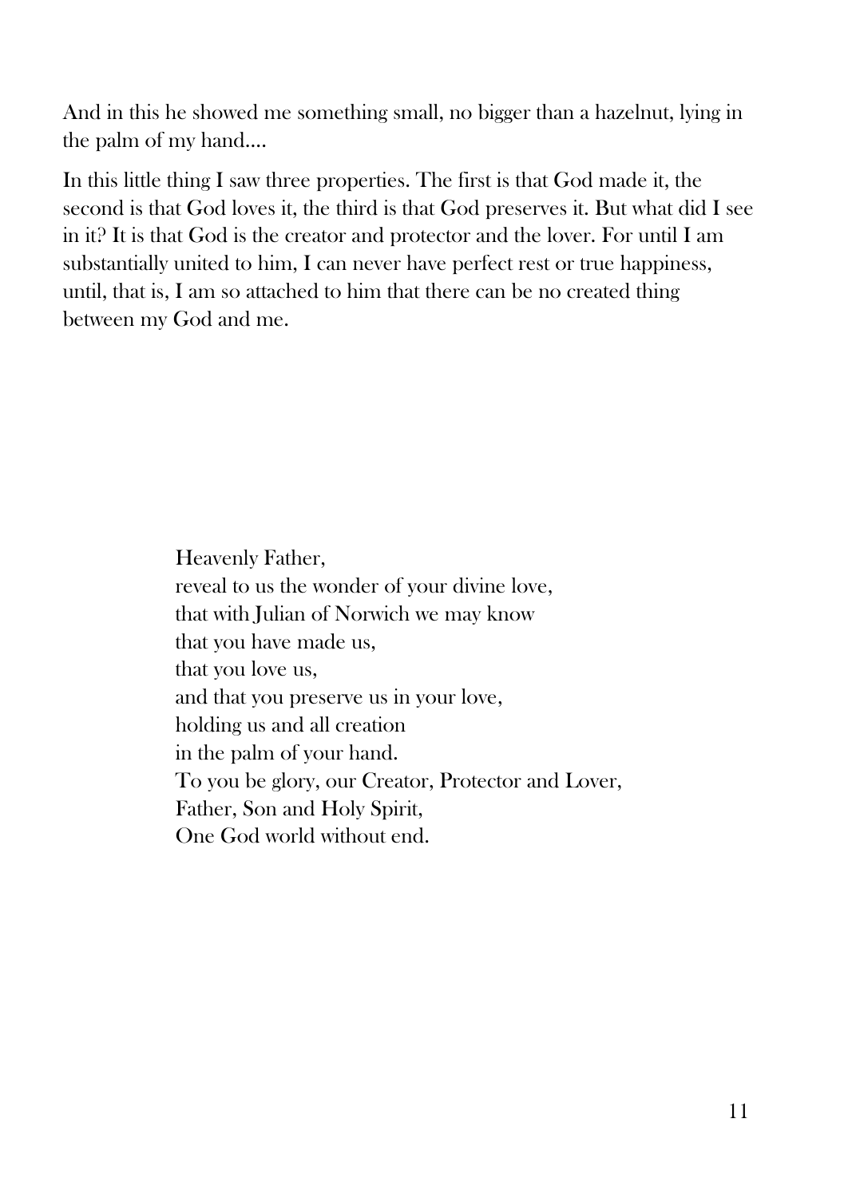And in this he showed me something small, no bigger than a hazelnut, lying in the palm of my hand....

In this little thing I saw three properties. The first is that God made it, the second is that God loves it, the third is that God preserves it. But what did I see in it? It is that God is the creator and protector and the lover. For until I am substantially united to him, I can never have perfect rest or true happiness, until, that is, I am so attached to him that there can be no created thing between my God and me.

Heavenly Father,  
reveal to us the wonder of your divine love,  
that with Julian of Norwich we may know  
that you have made us,  
that you love us,  
and that you preserve us in your love,  
holding us and all creation  
in the palm of your hand.  
To you be glory, our Creator, Protector and Lover,  
Father, Son and Holy Spirit,  
One God world without end.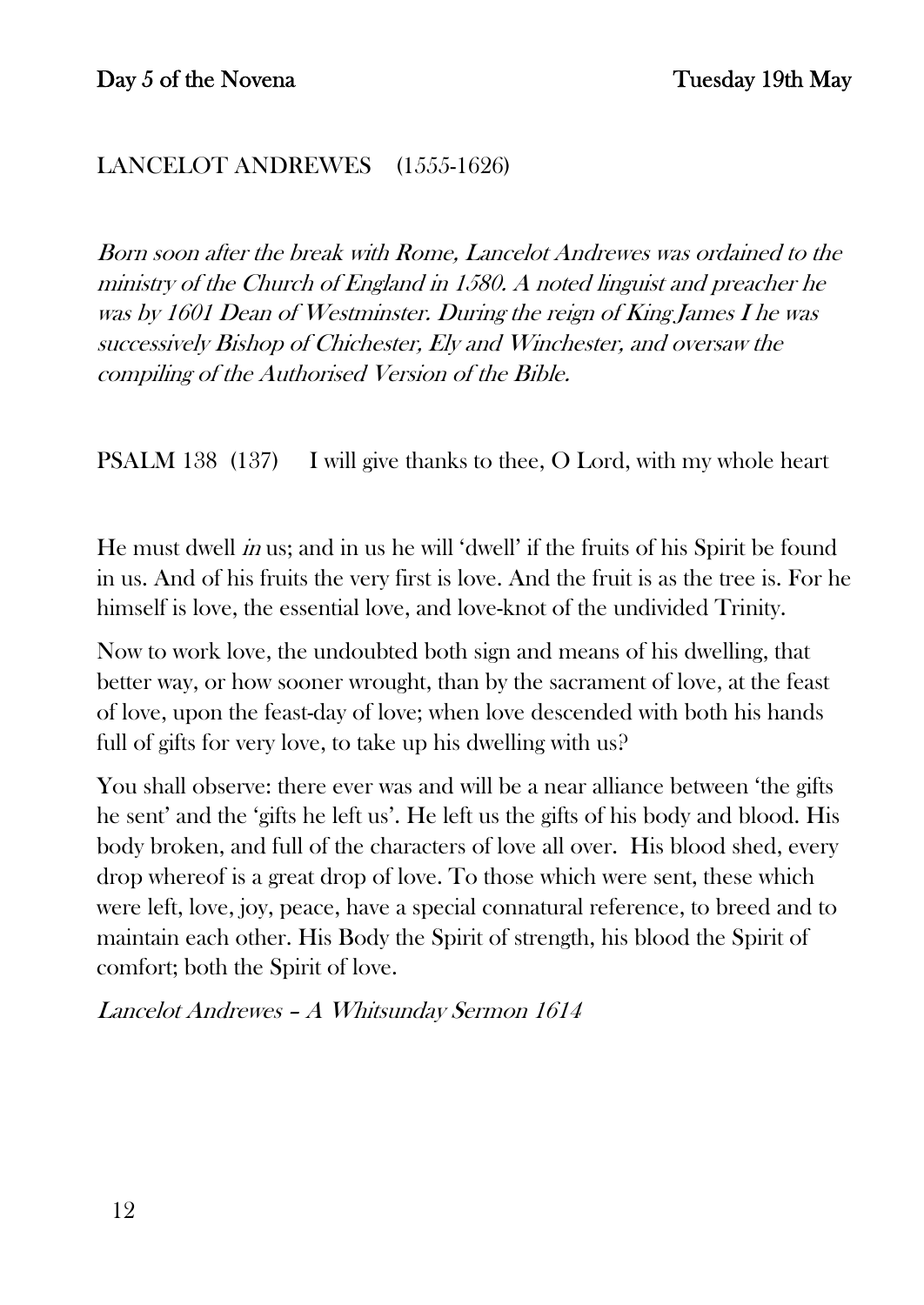**Day 5 of the Novena** **Tuesday 19th May**

LANCELOT ANDREWES (1555-1626)

*Born soon after the break with Rome, Lancelot Andrewes was ordained to the ministry of the Church of England in 1580. A noted linguist and preacher he was by 1601 Dean of Westminster. During the reign of King James I he was successively Bishop of Chichester, Ely and Winchester, and oversaw the compiling of the Authorised Version of the Bible.*

**PSALM** 138 (137) I will give thanks to thee, O Lord, with my whole heart

He must dwell *in* us; and in us he will 'dwell' if the fruits of his Spirit be found in us. And of his fruits the very first is love. And the fruit is as the tree is. For he himself is love, the essential love, and love-knot of the undivided Trinity.

Now to work love, the undoubted both sign and means of his dwelling, that better way, or how sooner wrought, than by the sacrament of love, at the feast of love, upon the feast-day of love; when love descended with both his hands full of gifts for very love, to take up his dwelling with us?

You shall observe: there ever was and will be a near alliance between 'the gifts he sent' and the 'gifts he left us'. He left us the gifts of his body and blood. His body broken, and full of the characters of love all over. His blood shed, every drop whereof is a great drop of love. To those which were sent, these which were left, love, joy, peace, have a special connatural reference, to breed and to maintain each other. His Body the Spirit of strength, his blood the Spirit of comfort; both the Spirit of love.

*Lancelot Andrewes – A Whitsunday Sermon 1614*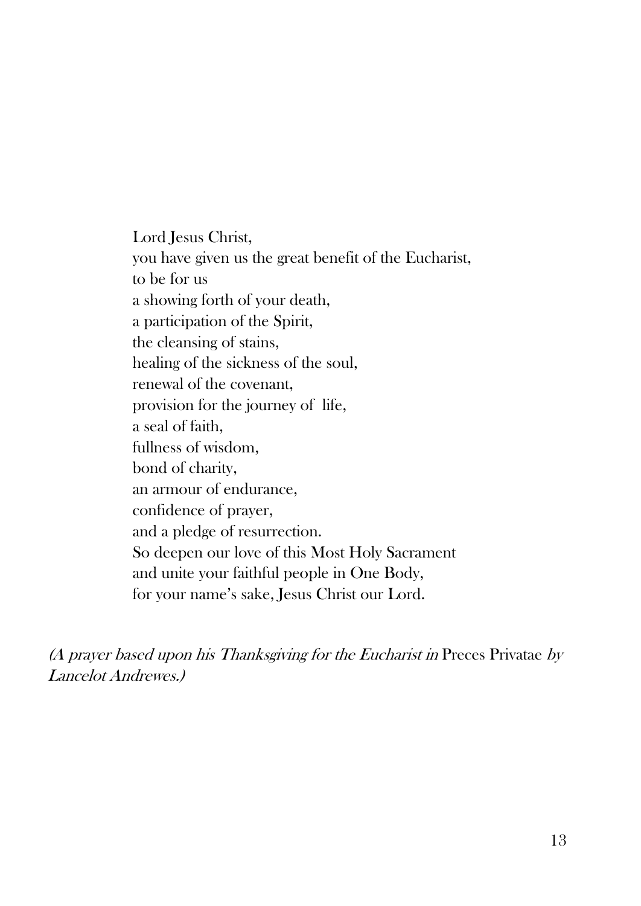Lord Jesus Christ,  
you have given us the great benefit of the Eucharist,  
to be for us  
a showing forth of your death,  
a participation of the Spirit,  
the cleansing of stains,  
healing of the sickness of the soul,  
renewal of the covenant,  
provision for the journey of life,  
a seal of faith,  
fullness of wisdom,  
bond of charity,  
an armour of endurance,  
confidence of prayer,  
and a pledge of resurrection.  
So deepen our love of this Most Holy Sacrament  
and unite your faithful people in One Body,  
for your name's sake, Jesus Christ our Lord.

*(A prayer based upon his Thanksgiving for the Eucharist in* Preces Privatae *by Lancelot Andrewes.)*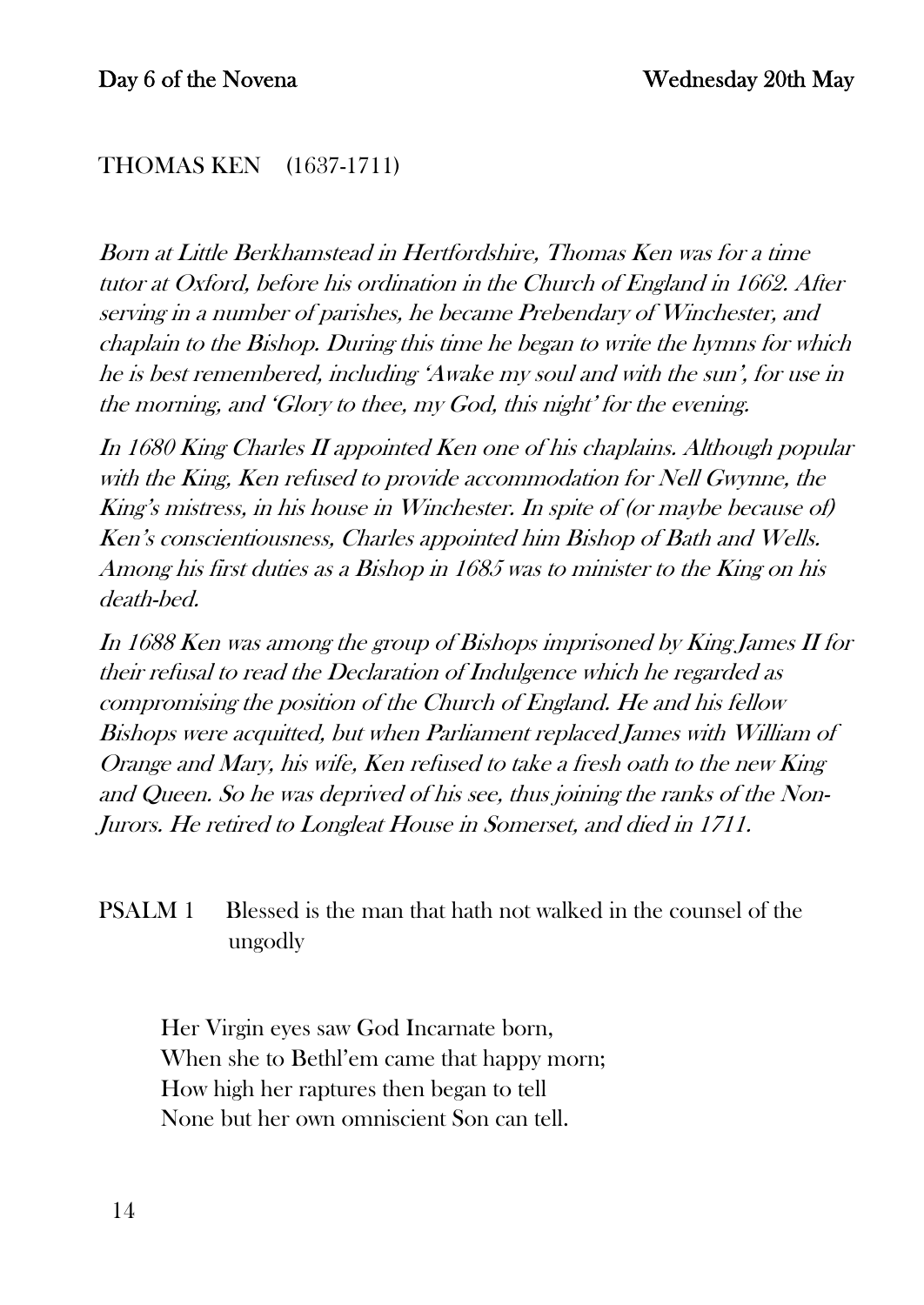**Day 6 of the Novena** **Wednesday 20th May**

THOMAS KEN (1637-1711)

*Born at Little Berkhamstead in Hertfordshire, Thomas Ken was for a time tutor at Oxford, before his ordination in the Church of England in 1662. After serving in a number of parishes, he became Prebendary of Winchester, and chaplain to the Bishop. During this time he began to write the hymns for which he is best remembered, including 'Awake my soul and with the sun', for use in the morning, and 'Glory to thee, my God, this night' for the evening.*

*In 1680 King Charles II appointed Ken one of his chaplains. Although popular with the King, Ken refused to provide accommodation for Nell Gwynne, the King's mistress, in his house in Winchester. In spite of (or maybe because of) Ken's conscientiousness, Charles appointed him Bishop of Bath and Wells. Among his first duties as a Bishop in 1685 was to minister to the King on his death-bed.*

*In 1688 Ken was among the group of Bishops imprisoned by King James II for their refusal to read the Declaration of Indulgence which he regarded as compromising the position of the Church of England. He and his fellow Bishops were acquitted, but when Parliament replaced James with William of Orange and Mary, his wife, Ken refused to take a fresh oath to the new King and Queen. So he was deprived of his see, thus joining the ranks of the Non-Jurors. He retired to Longleat House in Somerset, and died in 1711.*

PSALM 1 Blessed is the man that hath not walked in the counsel of the ungodly

Her Virgin eyes saw God Incarnate born,
When she to Bethl'em came that happy morn;
How high her raptures then began to tell
None but her own omniscient Son can tell.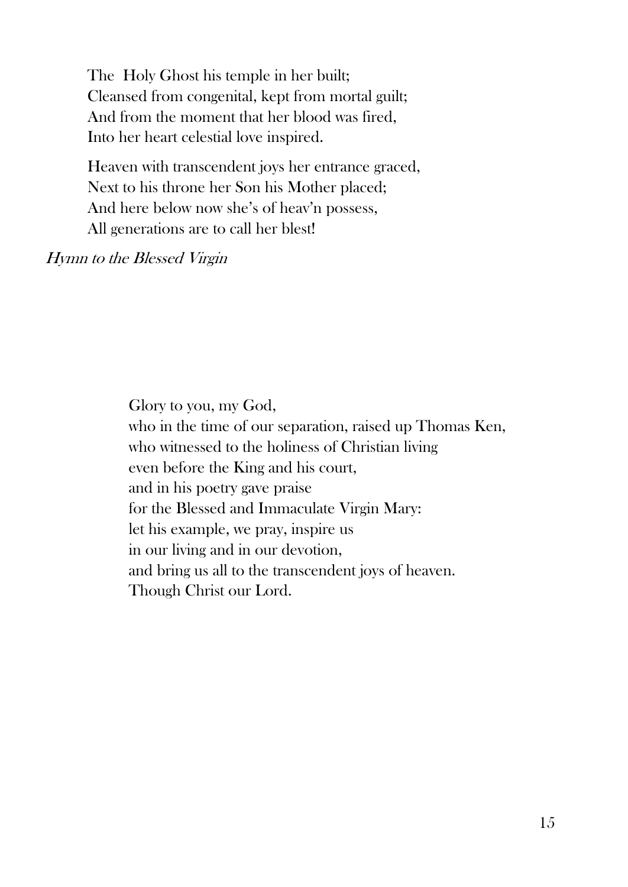The Holy Ghost his temple in her built;  
Cleansed from congenital, kept from mortal guilt;  
And from the moment that her blood was fired,  
Into her heart celestial love inspired.

Heaven with transcendent joys her entrance graced,  
Next to his throne her Son his Mother placed;  
And here below now she's of heav'n possess,  
All generations are to call her blest!

*Hymn to the Blessed Virgin*

Glory to you, my God,  
who in the time of our separation, raised up Thomas Ken,  
who witnessed to the holiness of Christian living  
even before the King and his court,  
and in his poetry gave praise  
for the Blessed and Immaculate Virgin Mary:  
let his example, we pray, inspire us  
in our living and in our devotion,  
and bring us all to the transcendent joys of heaven.  
Though Christ our Lord.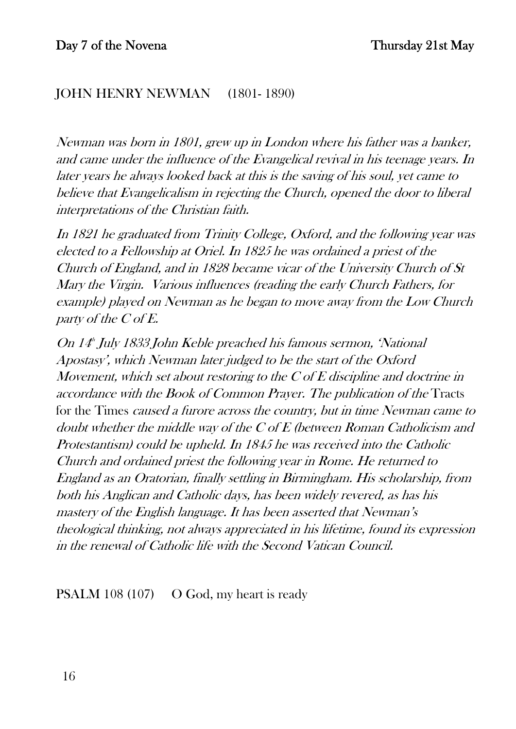Day 7 of the Novena Thursday 21st May

## JOHN HENRY NEWMAN (1801- 1890)

*Newman was born in 1801, grew up in London where his father was a banker, and came under the influence of the Evangelical revival in his teenage years. In later years he always looked back at this is the saving of his soul, yet came to believe that Evangelicalism in rejecting the Church, opened the door to liberal interpretations of the Christian faith.*

*In 1821 he graduated from Trinity College, Oxford, and the following year was elected to a Fellowship at Oriel. In 1825 he was ordained a priest of the Church of England, and in 1828 became vicar of the University Church of St Mary the Virgin. Various influences (reading the early Church Fathers, for example) played on Newman as he began to move away from the Low Church party of the C of E.*

*On 14th July 1833 John Keble preached his famous sermon, 'National Apostasy', which Newman later judged to be the start of the Oxford Movement, which set about restoring to the C of E discipline and doctrine in accordance with the Book of Common Prayer. The publication of the* Tracts for the Times *caused a furore across the country, but in time Newman came to doubt whether the middle way of the C of E (between Roman Catholicism and Protestantism) could be upheld. In 1845 he was received into the Catholic Church and ordained priest the following year in Rome. He returned to England as an Oratorian, finally settling in Birmingham. His scholarship, from both his Anglican and Catholic days, has been widely revered, as has his mastery of the English language. It has been asserted that Newman's theological thinking, not always appreciated in his lifetime, found its expression in the renewal of Catholic life with the Second Vatican Council.*

**PSALM** 108 (107) O God, my heart is ready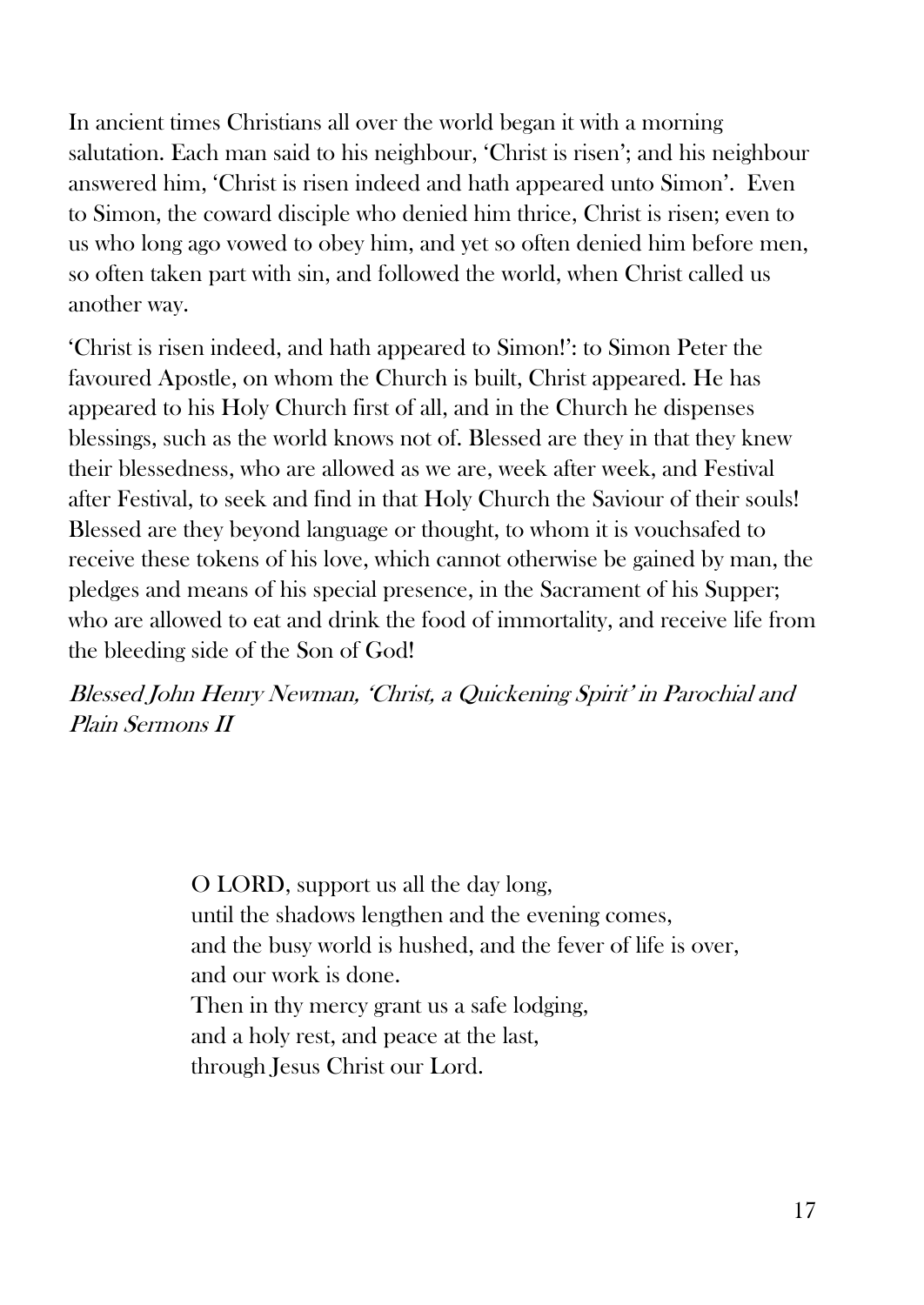In ancient times Christians all over the world began it with a morning salutation. Each man said to his neighbour, 'Christ is risen'; and his neighbour answered him, 'Christ is risen indeed and hath appeared unto Simon'. Even to Simon, the coward disciple who denied him thrice, Christ is risen; even to us who long ago vowed to obey him, and yet so often denied him before men, so often taken part with sin, and followed the world, when Christ called us another way.

'Christ is risen indeed, and hath appeared to Simon!': to Simon Peter the favoured Apostle, on whom the Church is built, Christ appeared. He has appeared to his Holy Church first of all, and in the Church he dispenses blessings, such as the world knows not of. Blessed are they in that they knew their blessedness, who are allowed as we are, week after week, and Festival after Festival, to seek and find in that Holy Church the Saviour of their souls! Blessed are they beyond language or thought, to whom it is vouchsafed to receive these tokens of his love, which cannot otherwise be gained by man, the pledges and means of his special presence, in the Sacrament of his Supper; who are allowed to eat and drink the food of immortality, and receive life from the bleeding side of the Son of God!

*Blessed John Henry Newman, 'Christ, a Quickening Spirit' in Parochial and Plain Sermons II*

O LORD, support us all the day long,  
until the shadows lengthen and the evening comes,  
and the busy world is hushed, and the fever of life is over,  
and our work is done.  
Then in thy mercy grant us a safe lodging,  
and a holy rest, and peace at the last,  
through Jesus Christ our Lord.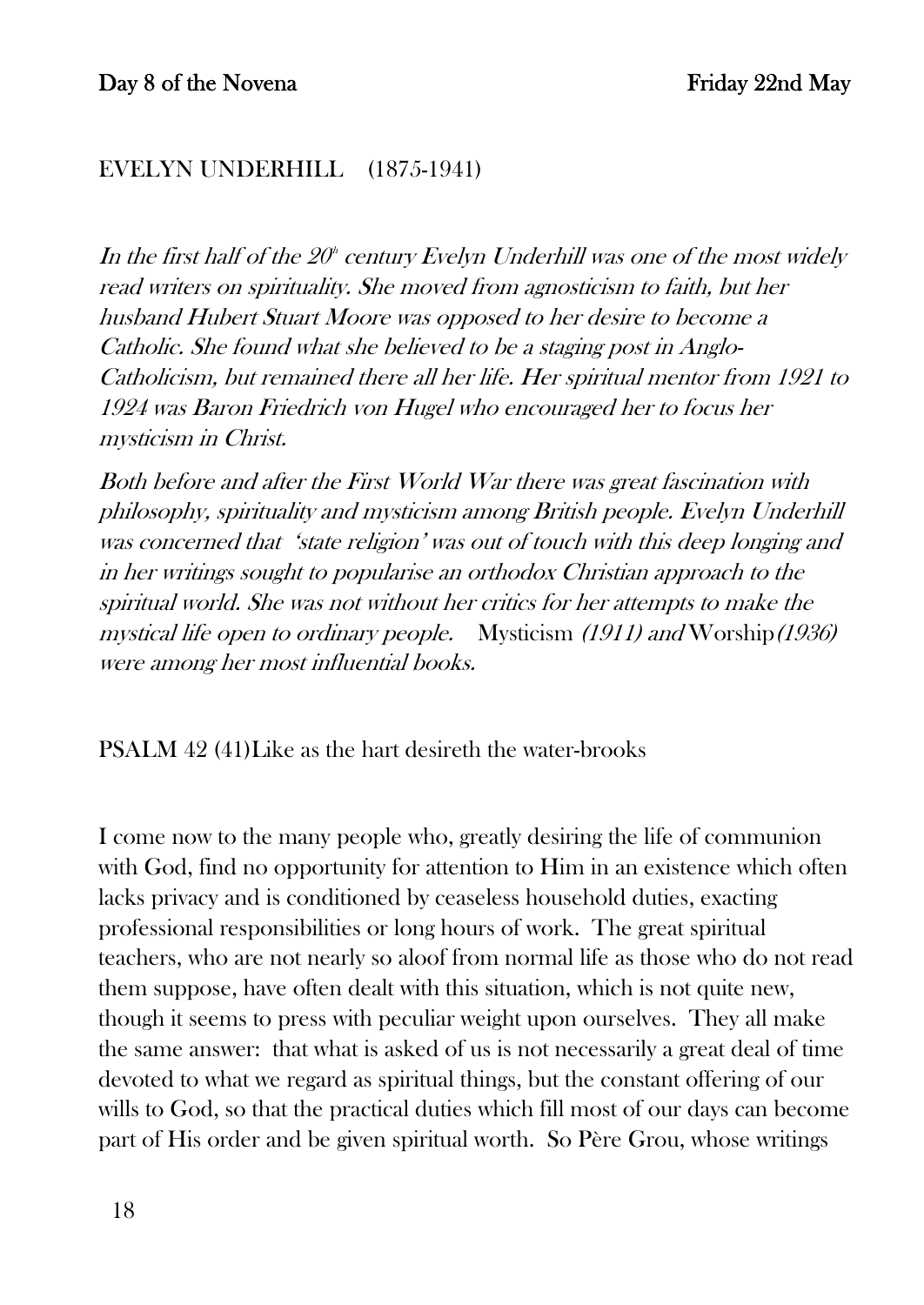**Day 8 of the Novena** **Friday 22nd May**

EVELYN UNDERHILL (1875-1941)

*In the first half of the 20th century Evelyn Underhill was one of the most widely read writers on spirituality. She moved from agnosticism to faith, but her husband Hubert Stuart Moore was opposed to her desire to become a Catholic. She found what she believed to be a staging post in Anglo-Catholicism, but remained there all her life. Her spiritual mentor from 1921 to 1924 was Baron Friedrich von Hugel who encouraged her to focus her mysticism in Christ.*

*Both before and after the First World War there was great fascination with philosophy, spirituality and mysticism among British people. Evelyn Underhill was concerned that 'state religion' was out of touch with this deep longing and in her writings sought to popularise an orthodox Christian approach to the spiritual world. She was not without her critics for her attempts to make the mystical life open to ordinary people.* Mysticism *(1911) and* Worship *(1936) were among her most influential books.*

PSALM 42 (41) Like as the hart desireth the water-brooks

I come now to the many people who, greatly desiring the life of communion with God, find no opportunity for attention to Him in an existence which often lacks privacy and is conditioned by ceaseless household duties, exacting professional responsibilities or long hours of work. The great spiritual teachers, who are not nearly so aloof from normal life as those who do not read them suppose, have often dealt with this situation, which is not quite new, though it seems to press with peculiar weight upon ourselves. They all make the same answer: that what is asked of us is not necessarily a great deal of time devoted to what we regard as spiritual things, but the constant offering of our wills to God, so that the practical duties which fill most of our days can become part of His order and be given spiritual worth. So Père Grou, whose writings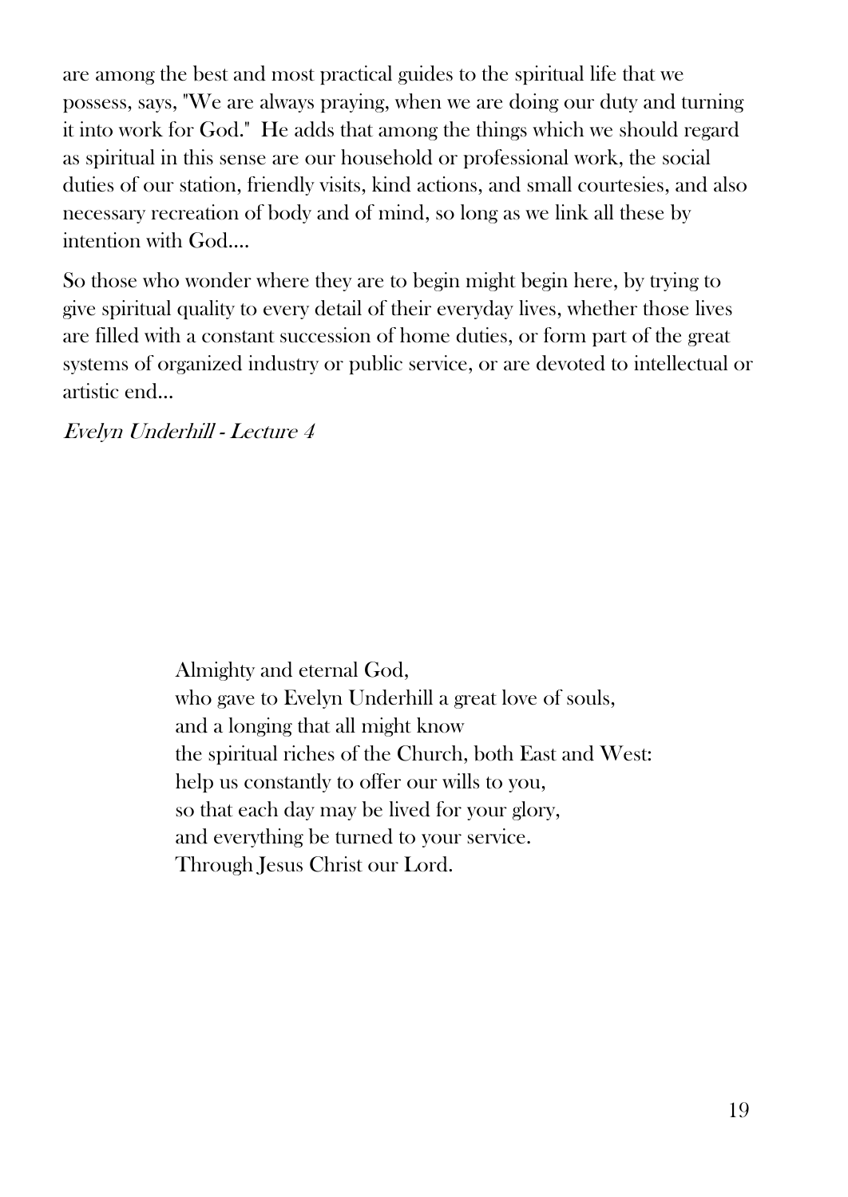are among the best and most practical guides to the spiritual life that we possess, says, "We are always praying, when we are doing our duty and turning it into work for God." He adds that among the things which we should regard as spiritual in this sense are our household or professional work, the social duties of our station, friendly visits, kind actions, and small courtesies, and also necessary recreation of body and of mind, so long as we link all these by intention with God....

So those who wonder where they are to begin might begin here, by trying to give spiritual quality to every detail of their everyday lives, whether those lives are filled with a constant succession of home duties, or form part of the great systems of organized industry or public service, or are devoted to intellectual or artistic end...

*Evelyn Underhill - Lecture 4*

Almighty and eternal God,
who gave to Evelyn Underhill a great love of souls,
and a longing that all might know
the spiritual riches of the Church, both East and West:
help us constantly to offer our wills to you,
so that each day may be lived for your glory,
and everything be turned to your service.
Through Jesus Christ our Lord.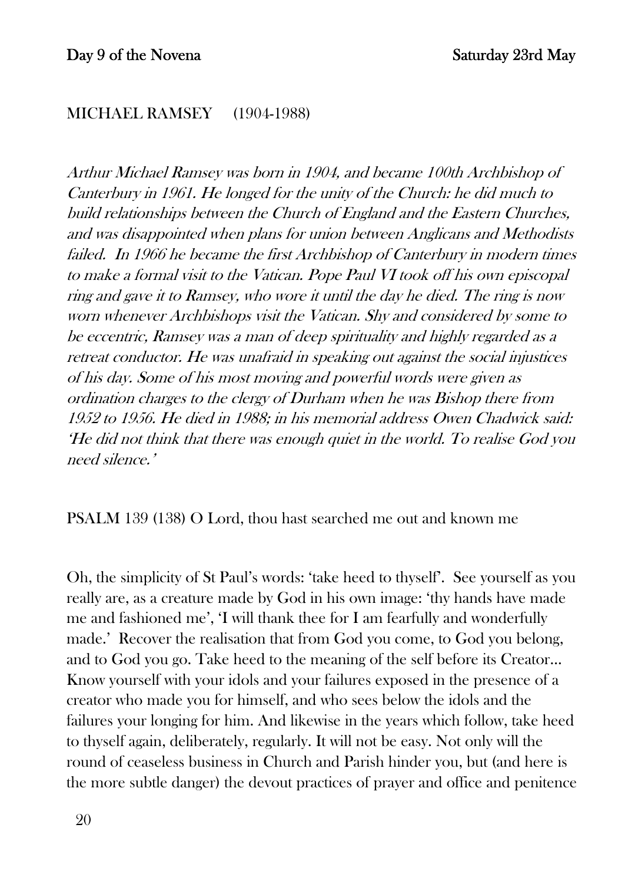**Day 9 of the Novena** **Saturday 23rd May**

## MICHAEL RAMSEY (1904-1988)

*Arthur Michael Ramsey was born in 1904, and became 100th Archbishop of Canterbury in 1961. He longed for the unity of the Church: he did much to build relationships between the Church of England and the Eastern Churches, and was disappointed when plans for union between Anglicans and Methodists failed. In 1966 he became the first Archbishop of Canterbury in modern times to make a formal visit to the Vatican. Pope Paul VI took off his own episcopal ring and gave it to Ramsey, who wore it until the day he died. The ring is now worn whenever Archbishops visit the Vatican. Shy and considered by some to be eccentric, Ramsey was a man of deep spirituality and highly regarded as a retreat conductor. He was unafraid in speaking out against the social injustices of his day. Some of his most moving and powerful words were given as ordination charges to the clergy of Durham when he was Bishop there from 1952 to 1956. He died in 1988; in his memorial address Owen Chadwick said: 'He did not think that there was enough quiet in the world. To realise God you need silence.'*

PSALM 139 (138) O Lord, thou hast searched me out and known me

Oh, the simplicity of St Paul's words: 'take heed to thyself'. See yourself as you really are, as a creature made by God in his own image: 'thy hands have made me and fashioned me', 'I will thank thee for I am fearfully and wonderfully made.' Recover the realisation that from God you come, to God you belong, and to God you go. Take heed to the meaning of the self before its Creator… Know yourself with your idols and your failures exposed in the presence of a creator who made you for himself, and who sees below the idols and the failures your longing for him. And likewise in the years which follow, take heed to thyself again, deliberately, regularly. It will not be easy. Not only will the round of ceaseless business in Church and Parish hinder you, but (and here is the more subtle danger) the devout practices of prayer and office and penitence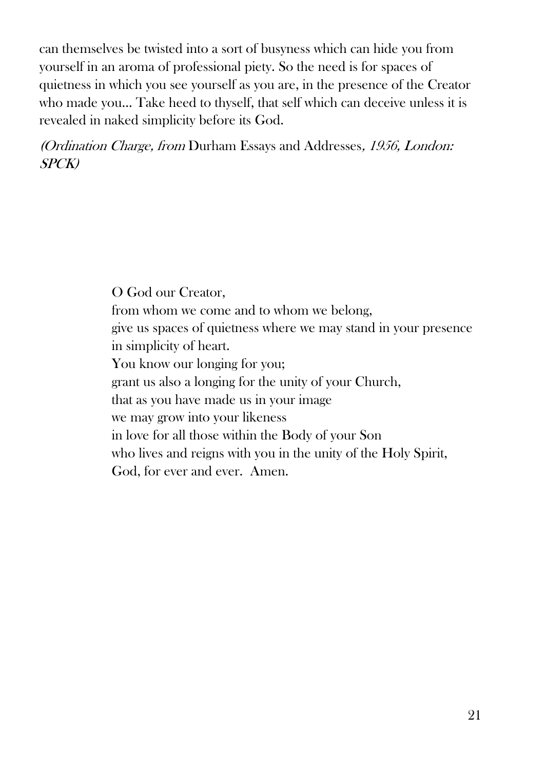can themselves be twisted into a sort of busyness which can hide you from yourself in an aroma of professional piety. So the need is for spaces of quietness in which you see yourself as you are, in the presence of the Creator who made you… Take heed to thyself, that self which can deceive unless it is revealed in naked simplicity before its God.

*(Ordination Charge, from* Durham Essays and Addresses*, 1956, London: SPCK)*

O God our Creator,  
from whom we come and to whom we belong,  
give us spaces of quietness where we may stand in your presence  
in simplicity of heart.  
You know our longing for you;  
grant us also a longing for the unity of your Church,  
that as you have made us in your image  
we may grow into your likeness  
in love for all those within the Body of your Son  
who lives and reigns with you in the unity of the Holy Spirit,  
God, for ever and ever. Amen.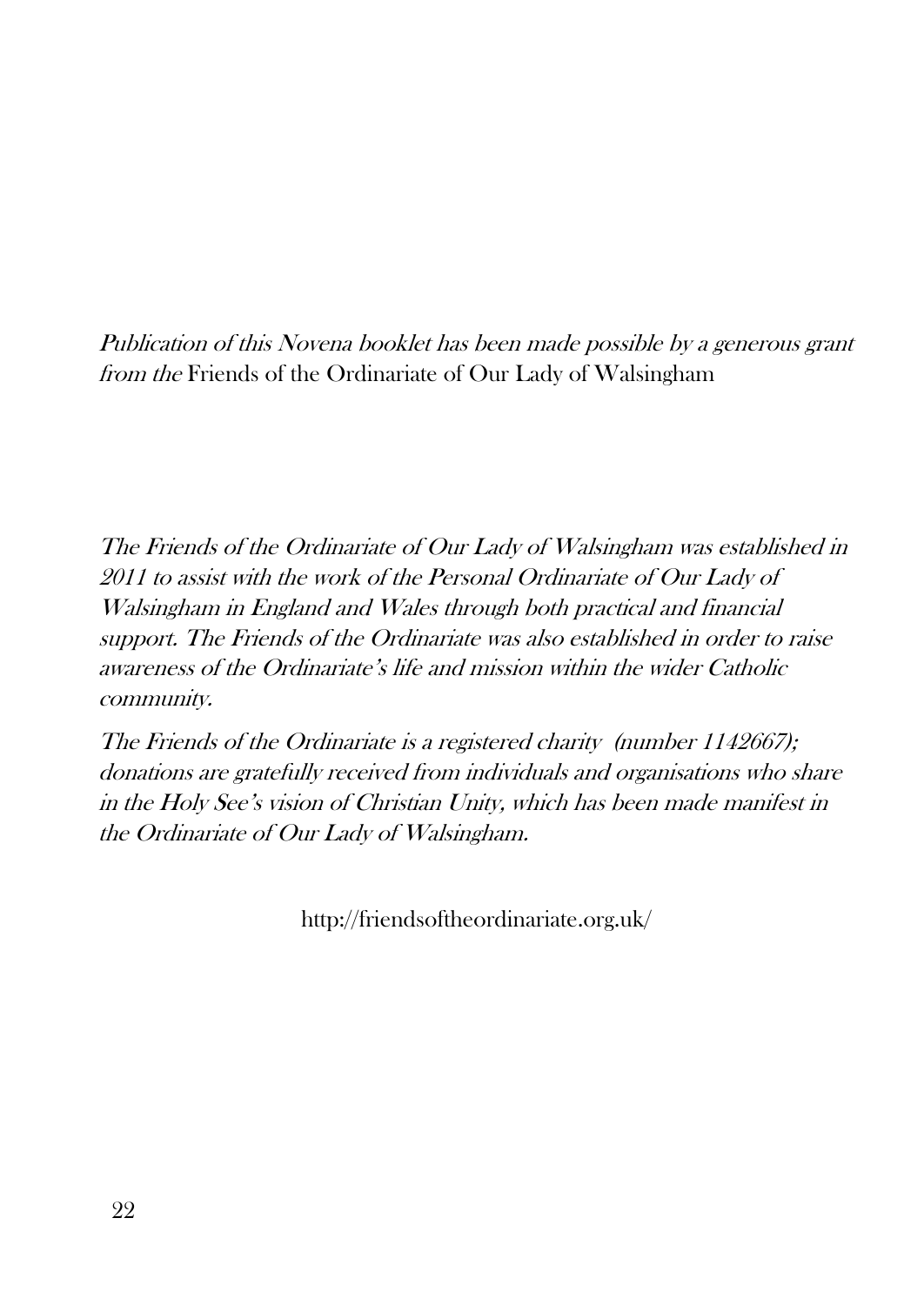*Publication of this Novena booklet has been made possible by a generous grant from the* Friends of the Ordinariate of Our Lady of Walsingham

*The Friends of the Ordinariate of Our Lady of Walsingham was established in 2011 to assist with the work of the Personal Ordinariate of Our Lady of Walsingham in England and Wales through both practical and financial support. The Friends of the Ordinariate was also established in order to raise awareness of the Ordinariate's life and mission within the wider Catholic community.*

*The Friends of the Ordinariate is a registered charity (number 1142667); donations are gratefully received from individuals and organisations who share in the Holy See's vision of Christian Unity, which has been made manifest in the Ordinariate of Our Lady of Walsingham.*

http://friendsoftheordinariate.org.uk/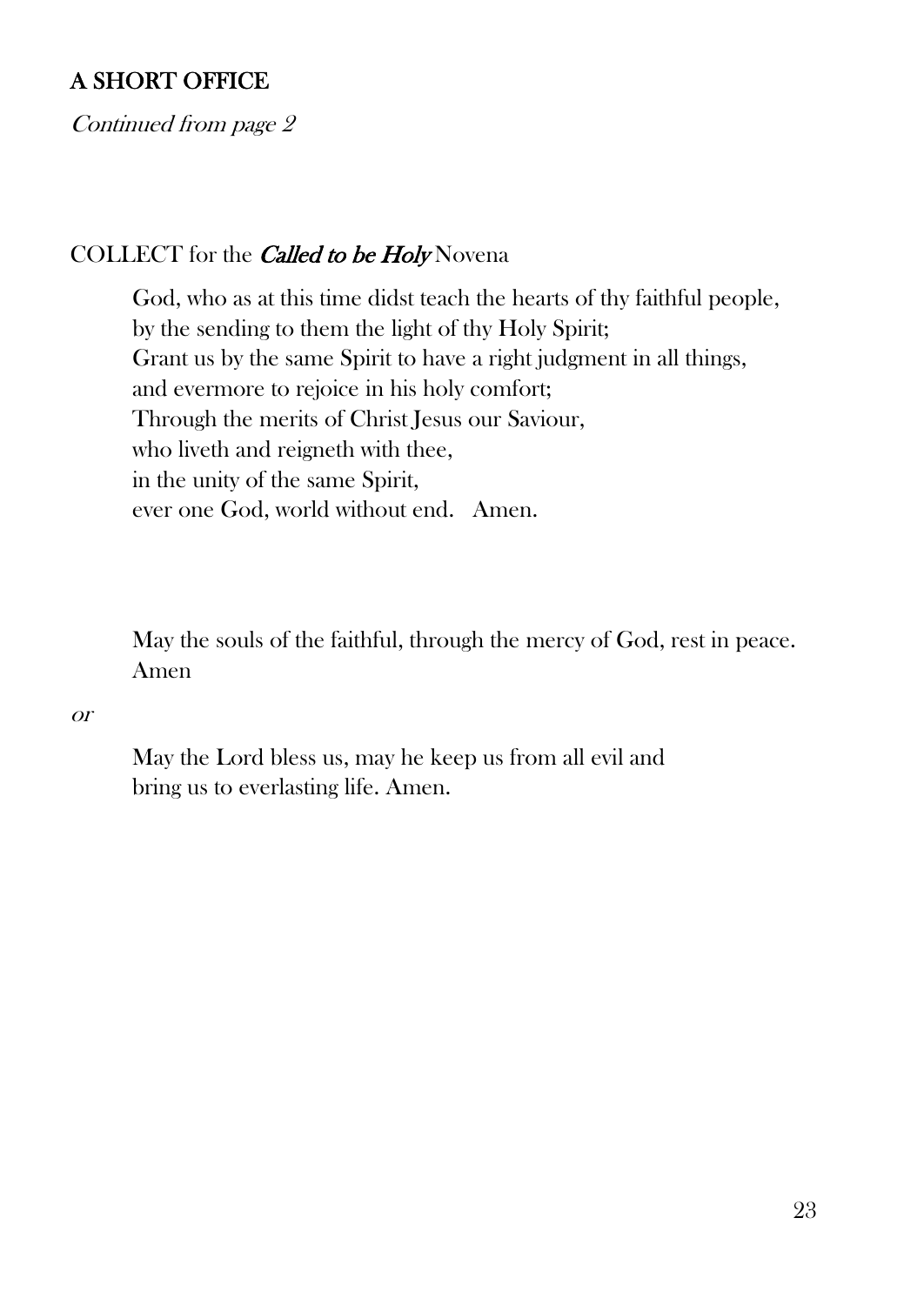## A SHORT OFFICE

*Continued from page 2*

COLLECT for the ***Called to be Holy*** Novena

> God, who as at this time didst teach the hearts of thy faithful people,
> by the sending to them the light of thy Holy Spirit;
> Grant us by the same Spirit to have a right judgment in all things,
> and evermore to rejoice in his holy comfort;
> Through the merits of Christ Jesus our Saviour,
> who liveth and reigneth with thee,
> in the unity of the same Spirit,
> ever one God, world without end. Amen.

> May the souls of the faithful, through the mercy of God, rest in peace.
> Amen

*or*

> May the Lord bless us, may he keep us from all evil and
> bring us to everlasting life. Amen.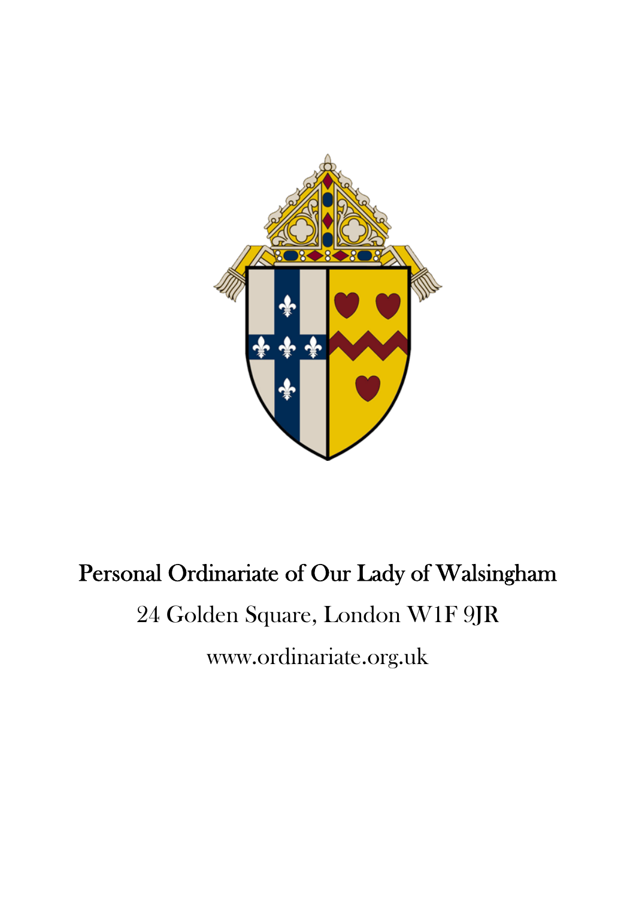Personal Ordinariate of Our Lady of Walsingham

24 Golden Square, London W1F 9JR

www.ordinariate.org.uk